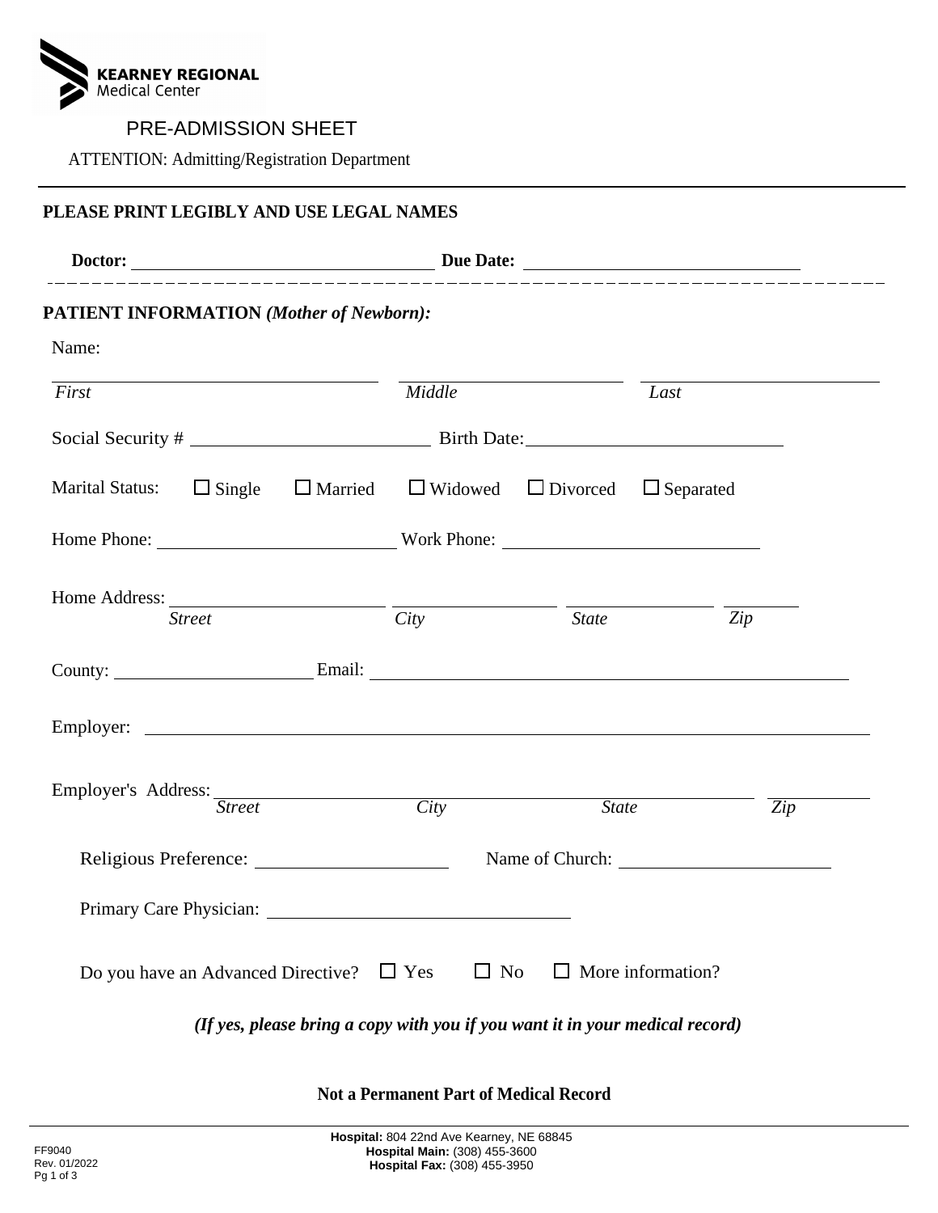KEARNEY REGIONAL Medical Center

# PRE-ADMISSION SHEET

ATTENTION: Admitting/Registration Department

**PLEASE PRINT LEGIBLY AND USE LEGAL NAMES**

**Doctor:** ______________________________ **Due Date:** ______________________________

---

## PATIENT INFORMATION *(Mother of Newborn):*

Name:

______________________________ ______________________ ______________________

*First* *Middle* *Last*

Social Security # ______________________ Birth Date: ______________________

Marital Status: ☐ Single ☐ Married ☐ Widowed ☐ Divorced ☐ Separated

Home Phone: ______________________ Work Phone: ______________________

Home Address: ______________________ ______________________ ______________________ __________

*Street* *City* *State* *Zip*

County: ______________________ Email: ______________________________________________

Employer: ______________________________________________________________________

Employer's Address: ______________________________________________________ __________

*Street* *City* *State* *Zip*

Religious Preference: ______________________ Name of Church: ______________________

Primary Care Physician: ______________________________

Do you have an Advanced Directive? ☐ Yes ☐ No ☐ More information?

***(If yes, please bring a copy with you if you want it in your medical record)***

**Not a Permanent Part of Medical Record**

FF9040
Rev. 01/2022

**Hospital:** 804 22nd Ave Kearney, NE 68845
**Hospital Main:** (308) 455-3600
**Hospital Fax:** (308) 455-3950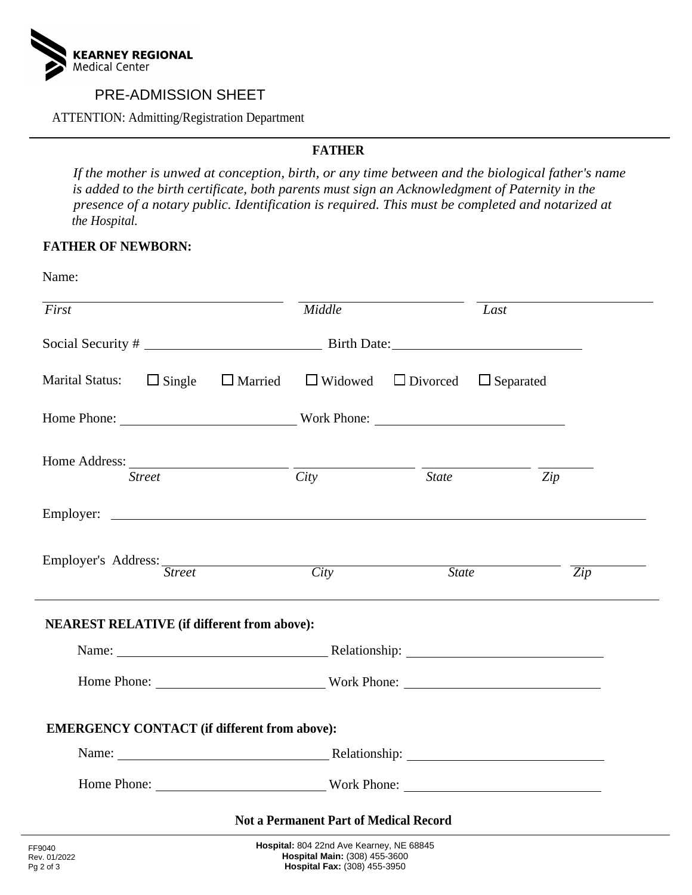KEARNEY REGIONAL Medical Center

# PRE-ADMISSION SHEET

ATTENTION: Admitting/Registration Department

## FATHER

*If the mother is unwed at conception, birth, or any time between and the biological father's name is added to the birth certificate, both parents must sign an Acknowledgment of Paternity in the presence of a notary public. Identification is required. This must be completed and notarized at the Hospital.*

**FATHER OF NEWBORN:**

Name:

\_\_\_\_\_\_\_\_\_\_\_\_\_\_\_\_\_\_\_\_ \_\_\_\_\_\_\_\_\_\_\_\_\_\_\_\_\_\_\_\_ \_\_\_\_\_\_\_\_\_\_\_\_\_\_\_\_\_\_\_\_
*First* *Middle* *Last*

Social Security # \_\_\_\_\_\_\_\_\_\_\_\_\_\_\_\_\_\_\_\_ Birth Date: \_\_\_\_\_\_\_\_\_\_\_\_\_\_\_\_\_\_\_\_

Marital Status: ☐ Single ☐ Married ☐ Widowed ☐ Divorced ☐ Separated

Home Phone: \_\_\_\_\_\_\_\_\_\_\_\_\_\_\_\_\_\_\_\_ Work Phone: \_\_\_\_\_\_\_\_\_\_\_\_\_\_\_\_\_\_\_\_

Home Address: \_\_\_\_\_\_\_\_\_\_\_\_\_\_\_\_\_\_\_\_ \_\_\_\_\_\_\_\_\_\_\_\_\_\_\_\_ \_\_\_\_\_\_\_\_\_\_\_\_\_\_\_\_ \_\_\_\_\_\_\_\_
*Street* *City* *State* *Zip*

Employer: \_\_\_\_\_\_\_\_\_\_\_\_\_\_\_\_\_\_\_\_\_\_\_\_\_\_\_\_\_\_\_\_\_\_\_\_\_\_\_\_\_\_\_\_\_\_\_\_

Employer's Address: \_\_\_\_\_\_\_\_\_\_\_\_\_\_\_\_\_\_\_\_\_\_\_\_\_\_\_\_\_\_\_\_\_\_\_\_\_\_\_\_ \_\_\_\_\_\_\_\_
*Street* *City* *State* *Zip*

---

**NEAREST RELATIVE (if different from above):**

Name: \_\_\_\_\_\_\_\_\_\_\_\_\_\_\_\_\_\_\_\_ Relationship: \_\_\_\_\_\_\_\_\_\_\_\_\_\_\_\_\_\_\_\_

Home Phone: \_\_\_\_\_\_\_\_\_\_\_\_\_\_\_\_\_\_\_\_ Work Phone: \_\_\_\_\_\_\_\_\_\_\_\_\_\_\_\_\_\_\_\_

**EMERGENCY CONTACT (if different from above):**

Name: \_\_\_\_\_\_\_\_\_\_\_\_\_\_\_\_\_\_\_\_ Relationship: \_\_\_\_\_\_\_\_\_\_\_\_\_\_\_\_\_\_\_\_

Home Phone: \_\_\_\_\_\_\_\_\_\_\_\_\_\_\_\_\_\_\_\_ Work Phone: \_\_\_\_\_\_\_\_\_\_\_\_\_\_\_\_\_\_\_\_

**Not a Permanent Part of Medical Record**

FF9040
Rev. 01/2022

**Hospital:** 804 22nd Ave Kearney, NE 68845
**Hospital Main:** (308) 455-3600
**Hospital Fax:** (308) 455-3950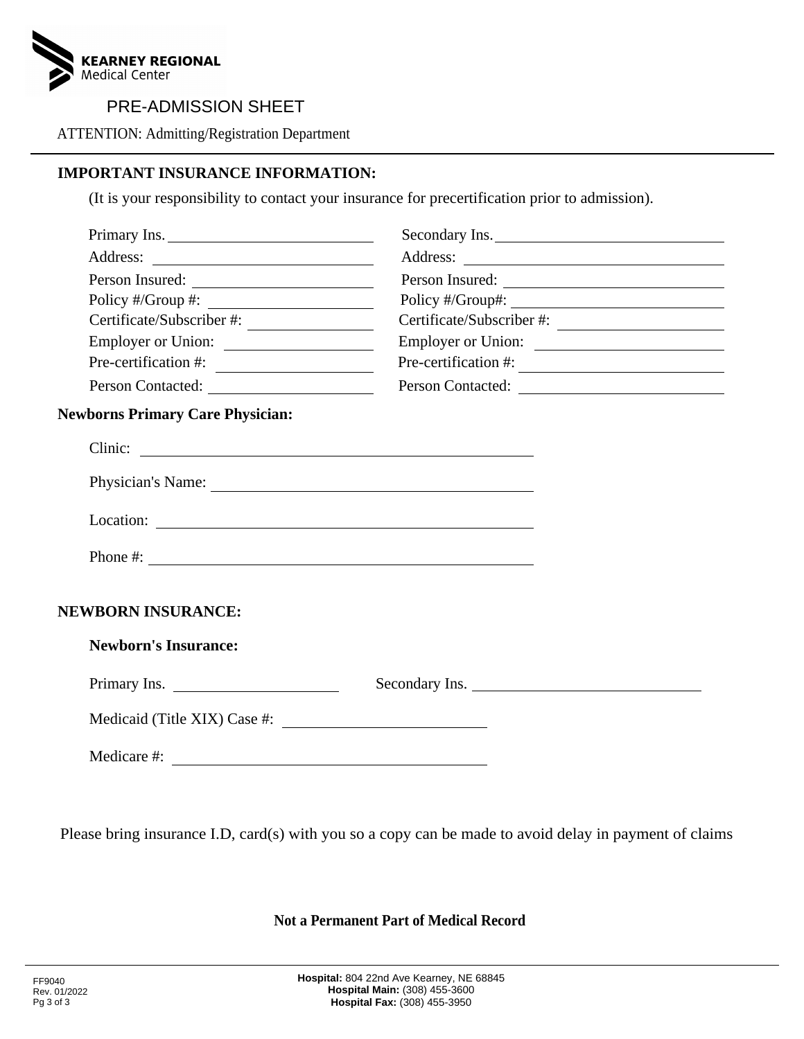KEARNEY REGIONAL Medical Center

# PRE-ADMISSION SHEET

ATTENTION: Admitting/Registration Department

## IMPORTANT INSURANCE INFORMATION:

(It is your responsibility to contact your insurance for precertification prior to admission).

| | |
|---|---|
| Primary Ins. ____________________ | Secondary Ins. ____________________ |
| Address: ____________________ | Address: ____________________ |
| Person Insured: ____________________ | Person Insured: ____________________ |
| Policy #/Group #: ____________________ | Policy #/Group#: ____________________ |
| Certificate/Subscriber #: ____________________ | Certificate/Subscriber #: ____________________ |
| Employer or Union: ____________________ | Employer or Union: ____________________ |
| Pre-certification #: ____________________ | Pre-certification #: ____________________ |
| Person Contacted: ____________________ | Person Contacted: ____________________ |

## Newborns Primary Care Physician:

Clinic: ____________________________________________

Physician's Name: ____________________________________________

Location: ____________________________________________

Phone #: ____________________________________________

## NEWBORN INSURANCE:

**Newborn's Insurance:**

Primary Ins. ____________________ Secondary Ins. ____________________

Medicaid (Title XIX) Case #: ____________________

Medicare #: ____________________

Please bring insurance I.D, card(s) with you so a copy can be made to avoid delay in payment of claims

**Not a Permanent Part of Medical Record**

FF9040
Rev. 01/2022

**Hospital:** 804 22nd Ave Kearney, NE 68845
**Hospital Main:** (308) 455-3600
**Hospital Fax:** (308) 455-3950